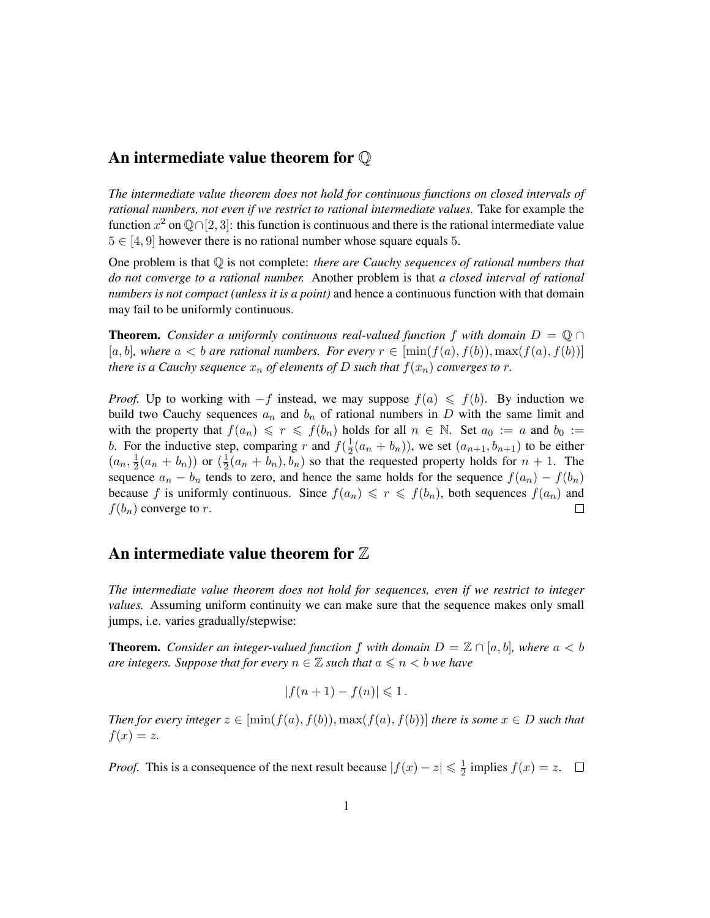## An intermediate value theorem for $\mathbb{Q}$

*The intermediate value theorem does not hold for continuous functions on closed intervals of rational numbers, not even if we restrict to rational intermediate values.* Take for example the function $x^2$ on $\mathbb{Q} \cap [2, 3]$: this function is continuous and there is the rational intermediate value $5 \in [4, 9]$ however there is no rational number whose square equals $5$.

One problem is that $\mathbb{Q}$ is not complete: *there are Cauchy sequences of rational numbers that do not converge to a rational number.* Another problem is that *a closed interval of rational numbers is not compact (unless it is a point)* and hence a continuous function with that domain may fail to be uniformly continuous.

**Theorem.** *Consider a uniformly continuous real-valued function $f$ with domain $D = \mathbb{Q} \cap [a, b]$, where $a < b$ are rational numbers. For every $r \in [\min(f(a), f(b)), \max(f(a), f(b))]$ there is a Cauchy sequence $x_n$ of elements of $D$ such that $f(x_n)$ converges to $r$.*

*Proof.* Up to working with $-f$ instead, we may suppose $f(a) \leqslant f(b)$. By induction we build two Cauchy sequences $a_n$ and $b_n$ of rational numbers in $D$ with the same limit and with the property that $f(a_n) \leqslant r \leqslant f(b_n)$ holds for all $n \in \mathbb{N}$. Set $a_0 := a$ and $b_0 := b$. For the inductive step, comparing $r$ and $f(\frac{1}{2}(a_n + b_n))$, we set $(a_{n+1}, b_{n+1})$ to be either $(a_n, \frac{1}{2}(a_n + b_n))$ or $(\frac{1}{2}(a_n + b_n), b_n)$ so that the requested property holds for $n + 1$. The sequence $a_n - b_n$ tends to zero, and hence the same holds for the sequence $f(a_n) - f(b_n)$ because $f$ is uniformly continuous. Since $f(a_n) \leqslant r \leqslant f(b_n)$, both sequences $f(a_n)$ and $f(b_n)$ converge to $r$. □

## An intermediate value theorem for $\mathbb{Z}$

*The intermediate value theorem does not hold for sequences, even if we restrict to integer values.* Assuming uniform continuity we can make sure that the sequence makes only small jumps, i.e. varies gradually/stepwise:

**Theorem.** *Consider an integer-valued function $f$ with domain $D = \mathbb{Z} \cap [a, b]$, where $a < b$ are integers. Suppose that for every $n \in \mathbb{Z}$ such that $a \leqslant n < b$ we have*

$$|f(n + 1) - f(n)| \leqslant 1\,.$$

*Then for every integer $z \in [\min(f(a), f(b)), \max(f(a), f(b))]$ there is some $x \in D$ such that $f(x) = z$.*

*Proof.* This is a consequence of the next result because $|f(x) - z| \leqslant \frac{1}{2}$ implies $f(x) = z$. □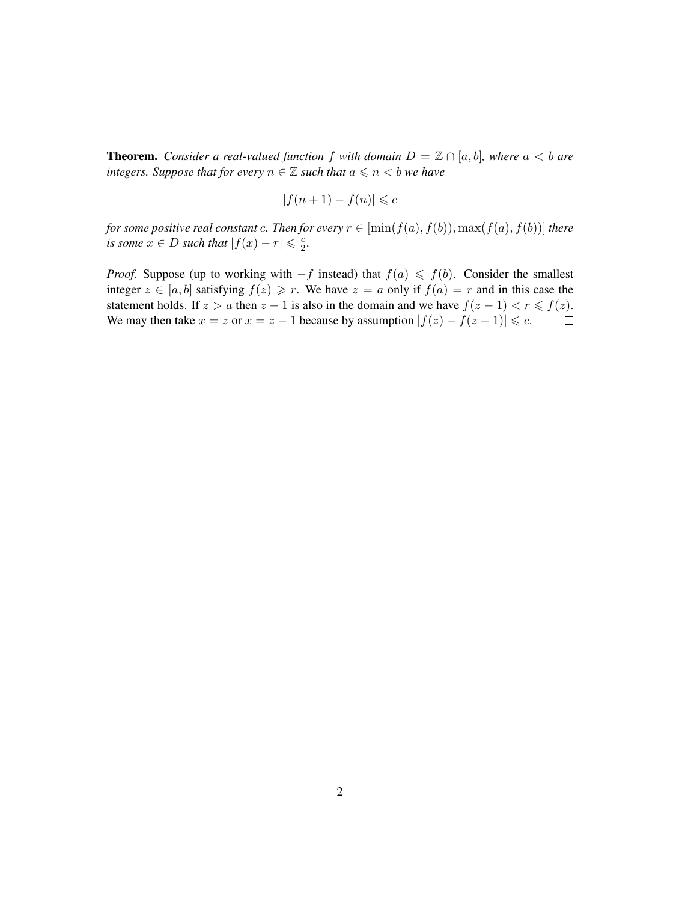**Theorem.** *Consider a real-valued function $f$ with domain $D = \mathbb{Z} \cap [a, b]$, where $a < b$ are integers. Suppose that for every $n \in \mathbb{Z}$ such that $a \leqslant n < b$ we have*

$$|f(n+1) - f(n)| \leqslant c$$

*for some positive real constant $c$. Then for every $r \in [\min(f(a), f(b)), \max(f(a), f(b))]$ there is some $x \in D$ such that $|f(x) - r| \leqslant \frac{c}{2}$.*

*Proof.* Suppose (up to working with $-f$ instead) that $f(a) \leqslant f(b)$. Consider the smallest integer $z \in [a, b]$ satisfying $f(z) \geqslant r$. We have $z = a$ only if $f(a) = r$ and in this case the statement holds. If $z > a$ then $z - 1$ is also in the domain and we have $f(z-1) < r \leqslant f(z)$. We may then take $x = z$ or $x = z - 1$ because by assumption $|f(z) - f(z-1)| \leqslant c$. $\square$